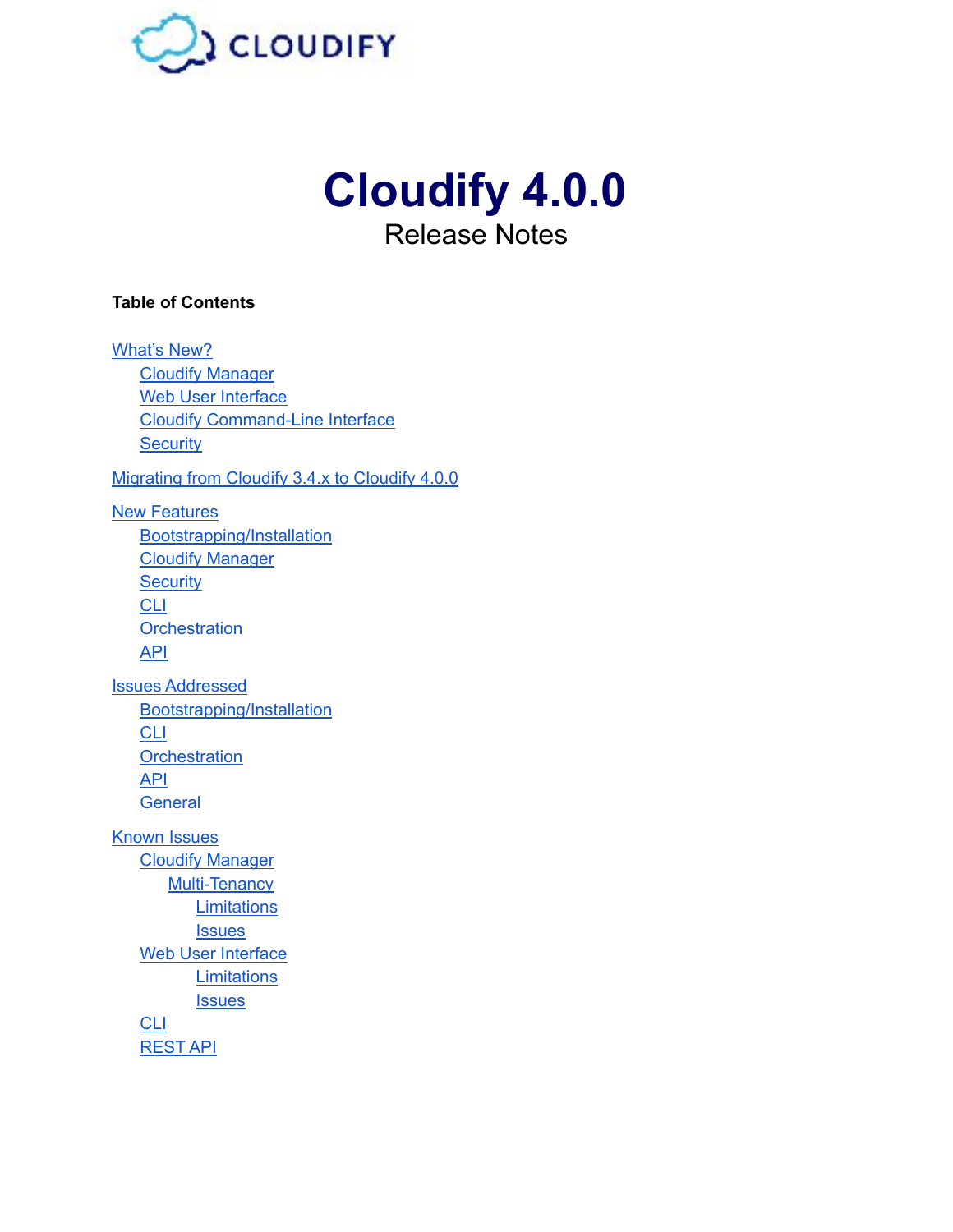CLOUDIFY

# Cloudify 4.0.0

Release Notes

**Table of Contents**

- What's New?
  - Cloudify Manager
  - Web User Interface
  - Cloudify Command-Line Interface
  - Security
- Migrating from Cloudify 3.4.x to Cloudify 4.0.0
- New Features
  - Bootstrapping/Installation
  - Cloudify Manager
  - Security
  - CLI
  - Orchestration
  - API
- Issues Addressed
  - Bootstrapping/Installation
  - CLI
  - Orchestration
  - API
  - General
- Known Issues
  - Cloudify Manager
    - Multi-Tenancy
      - Limitations
      - Issues
  - Web User Interface
    - Limitations
    - Issues
  - CLI
  - REST API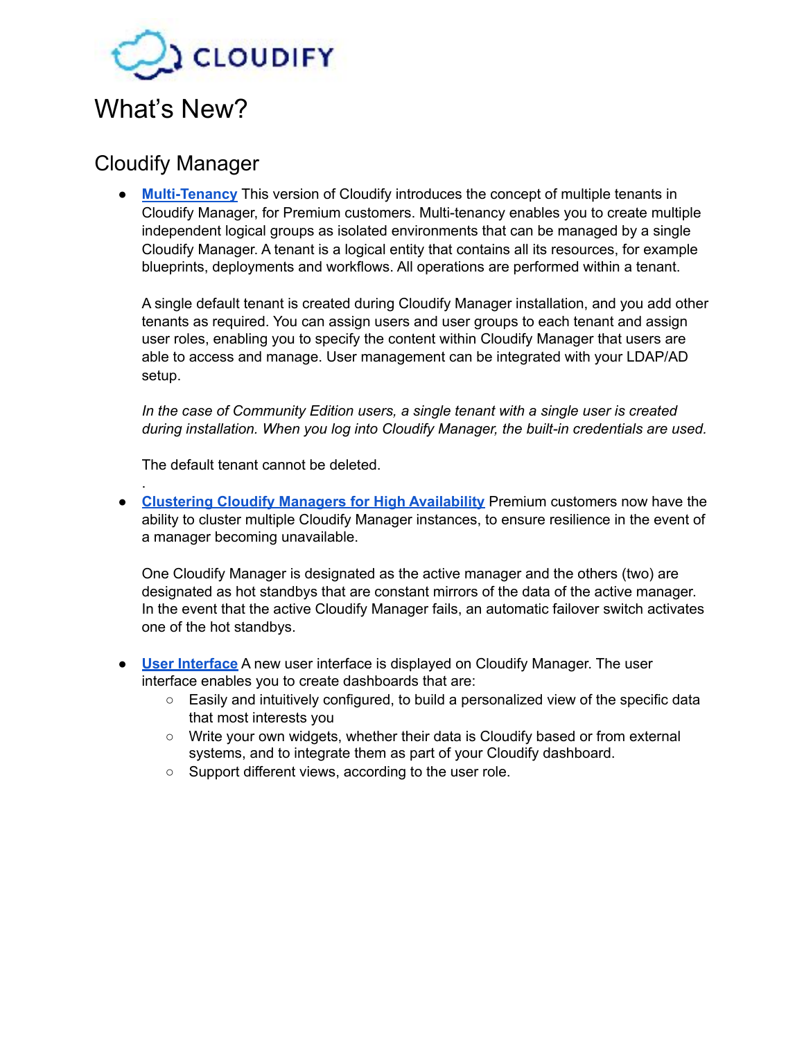# What's New?

## Cloudify Manager

- **Multi-Tenancy** This version of Cloudify introduces the concept of multiple tenants in Cloudify Manager, for Premium customers. Multi-tenancy enables you to create multiple independent logical groups as isolated environments that can be managed by a single Cloudify Manager. A tenant is a logical entity that contains all its resources, for example blueprints, deployments and workflows. All operations are performed within a tenant.

  A single default tenant is created during Cloudify Manager installation, and you add other tenants as required. You can assign users and user groups to each tenant and assign user roles, enabling you to specify the content within Cloudify Manager that users are able to access and manage. User management can be integrated with your LDAP/AD setup.

  *In the case of Community Edition users, a single tenant with a single user is created during installation. When you log into Cloudify Manager, the built-in credentials are used.*

  The default tenant cannot be deleted.

  .

- **Clustering Cloudify Managers for High Availability** Premium customers now have the ability to cluster multiple Cloudify Manager instances, to ensure resilience in the event of a manager becoming unavailable.

  One Cloudify Manager is designated as the active manager and the others (two) are designated as hot standbys that are constant mirrors of the data of the active manager. In the event that the active Cloudify Manager fails, an automatic failover switch activates one of the hot standbys.

- **User Interface** A new user interface is displayed on Cloudify Manager. The user interface enables you to create dashboards that are:
  - Easily and intuitively configured, to build a personalized view of the specific data that most interests you
  - Write your own widgets, whether their data is Cloudify based or from external systems, and to integrate them as part of your Cloudify dashboard.
  - Support different views, according to the user role.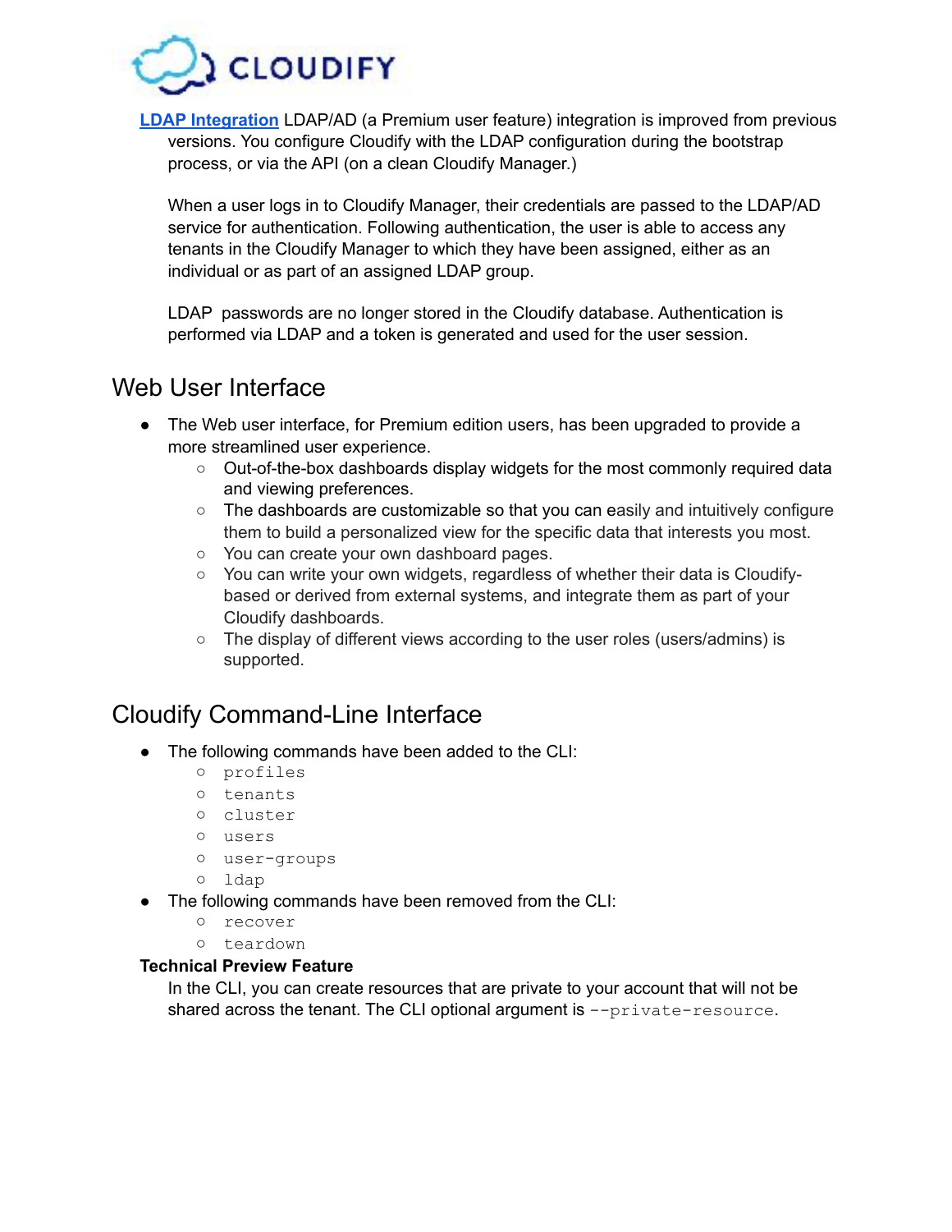**[LDAP Integration]** LDAP/AD (a Premium user feature) integration is improved from previous versions. You configure Cloudify with the LDAP configuration during the bootstrap process, or via the API (on a clean Cloudify Manager.)

When a user logs in to Cloudify Manager, their credentials are passed to the LDAP/AD service for authentication. Following authentication, the user is able to access any tenants in the Cloudify Manager to which they have been assigned, either as an individual or as part of an assigned LDAP group.

LDAP passwords are no longer stored in the Cloudify database. Authentication is performed via LDAP and a token is generated and used for the user session.

## Web User Interface

- The Web user interface, for Premium edition users, has been upgraded to provide a more streamlined user experience.
  - Out-of-the-box dashboards display widgets for the most commonly required data and viewing preferences.
  - The dashboards are customizable so that you can easily and intuitively configure them to build a personalized view for the specific data that interests you most.
  - You can create your own dashboard pages.
  - You can write your own widgets, regardless of whether their data is Cloudify-based or derived from external systems, and integrate them as part of your Cloudify dashboards.
  - The display of different views according to the user roles (users/admins) is supported.

## Cloudify Command-Line Interface

- The following commands have been added to the CLI:
  - `profiles`
  - `tenants`
  - `cluster`
  - `users`
  - `user-groups`
  - `ldap`
- The following commands have been removed from the CLI:
  - `recover`
  - `teardown`

**Technical Preview Feature**

In the CLI, you can create resources that are private to your account that will not be shared across the tenant. The CLI optional argument is `--private-resource`.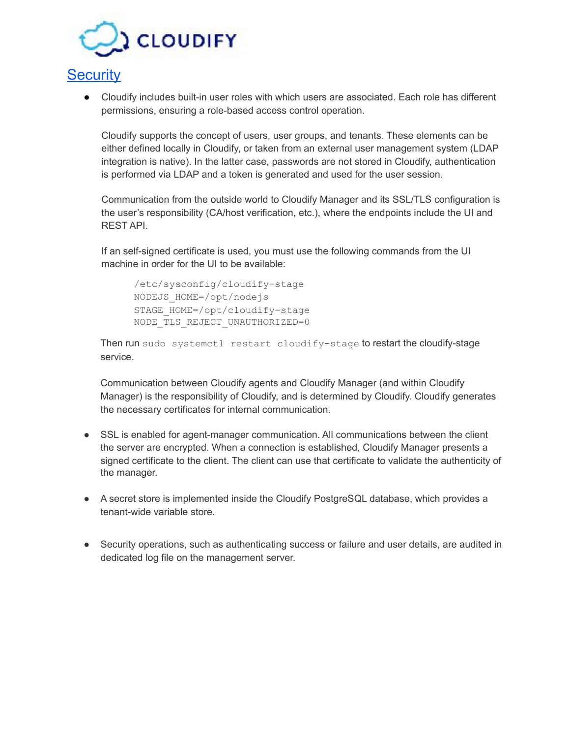## Security

- Cloudify includes built-in user roles with which users are associated. Each role has different permissions, ensuring a role-based access control operation.

  Cloudify supports the concept of users, user groups, and tenants. These elements can be either defined locally in Cloudify, or taken from an external user management system (LDAP integration is native). In the latter case, passwords are not stored in Cloudify, authentication is performed via LDAP and a token is generated and used for the user session.

  Communication from the outside world to Cloudify Manager and its SSL/TLS configuration is the user's responsibility (CA/host verification, etc.), where the endpoints include the UI and REST API.

  If an self-signed certificate is used, you must use the following commands from the UI machine in order for the UI to be available:

  ```
  /etc/sysconfig/cloudify-stage
  NODEJS_HOME=/opt/nodejs
  STAGE_HOME=/opt/cloudify-stage
  NODE_TLS_REJECT_UNAUTHORIZED=0
  ```

  Then run `sudo systemctl restart cloudify-stage` to restart the cloudify-stage service.

  Communication between Cloudify agents and Cloudify Manager (and within Cloudify Manager) is the responsibility of Cloudify, and is determined by Cloudify. Cloudify generates the necessary certificates for internal communication.

- SSL is enabled for agent-manager communication. All communications between the client the server are encrypted. When a connection is established, Cloudify Manager presents a signed certificate to the client. The client can use that certificate to validate the authenticity of the manager.

- A secret store is implemented inside the Cloudify PostgreSQL database, which provides a tenant-wide variable store.

- Security operations, such as authenticating success or failure and user details, are audited in dedicated log file on the management server.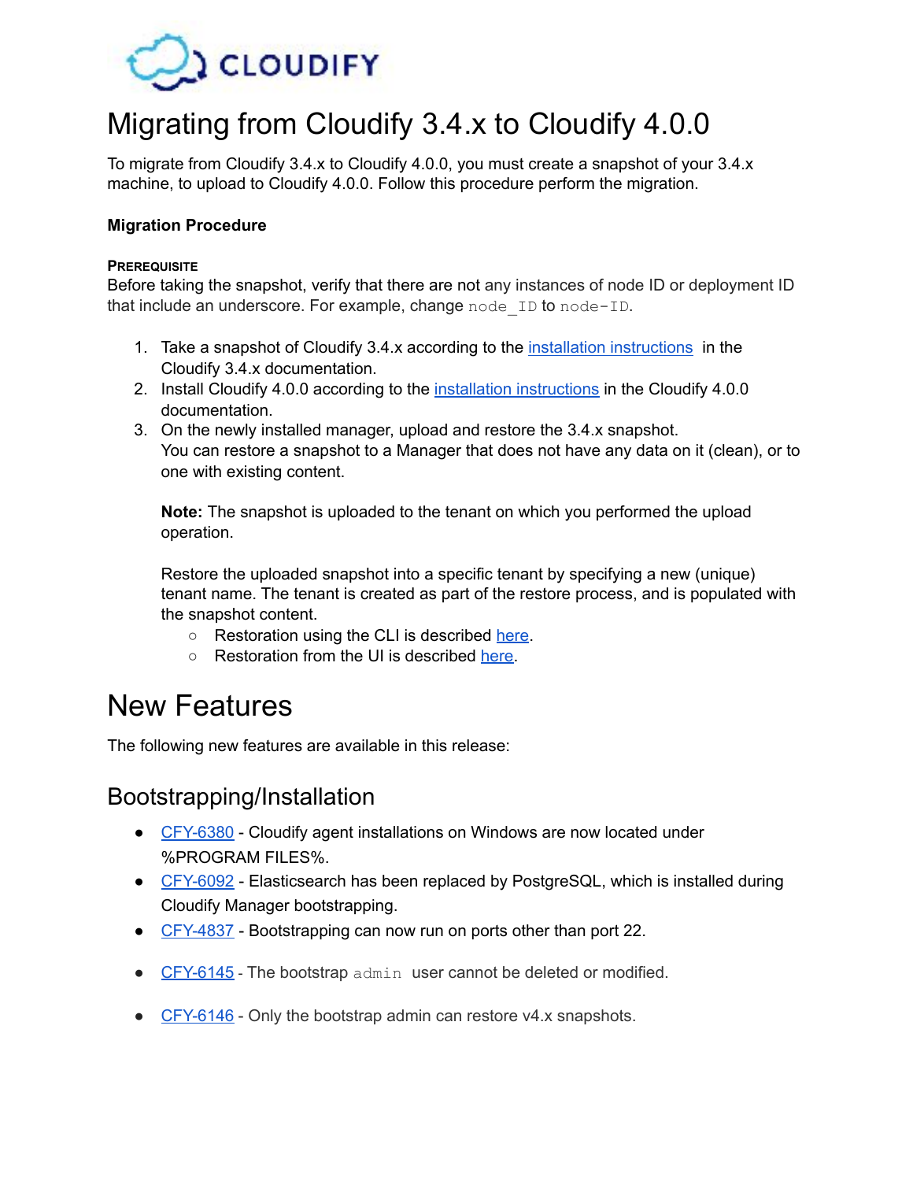# Migrating from Cloudify 3.4.x to Cloudify 4.0.0

To migrate from Cloudify 3.4.x to Cloudify 4.0.0, you must create a snapshot of your 3.4.x machine, to upload to Cloudify 4.0.0. Follow this procedure perform the migration.

**Migration Procedure**

**PREREQUISITE**

Before taking the snapshot, verify that there are not any instances of node ID or deployment ID that include an underscore. For example, change `node_ID` to `node-ID`.

1. Take a snapshot of Cloudify 3.4.x according to the installation instructions in the Cloudify 3.4.x documentation.
2. Install Cloudify 4.0.0 according to the installation instructions in the Cloudify 4.0.0 documentation.
3. On the newly installed manager, upload and restore the 3.4.x snapshot.
   You can restore a snapshot to a Manager that does not have any data on it (clean), or to one with existing content.

   **Note:** The snapshot is uploaded to the tenant on which you performed the upload operation.

   Restore the uploaded snapshot into a specific tenant by specifying a new (unique) tenant name. The tenant is created as part of the restore process, and is populated with the snapshot content.
   - Restoration using the CLI is described here.
   - Restoration from the UI is described here.

# New Features

The following new features are available in this release:

## Bootstrapping/Installation

- CFY-6380 - Cloudify agent installations on Windows are now located under %PROGRAM FILES%.
- CFY-6092 - Elasticsearch has been replaced by PostgreSQL, which is installed during Cloudify Manager bootstrapping.
- CFY-4837 - Bootstrapping can now run on ports other than port 22.
- CFY-6145 - The bootstrap `admin` user cannot be deleted or modified.
- CFY-6146 - Only the bootstrap admin can restore v4.x snapshots.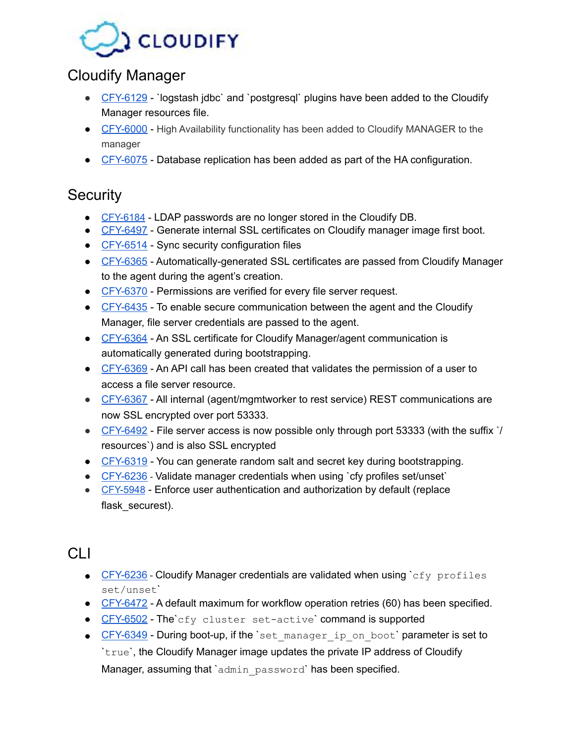## Cloudify Manager

- CFY-6129 - `logstash jdbc` and `postgresql` plugins have been added to the Cloudify Manager resources file.
- CFY-6000 - High Availability functionality has been added to Cloudify MANAGER to the manager
- CFY-6075 - Database replication has been added as part of the HA configuration.

## Security

- CFY-6184 - LDAP passwords are no longer stored in the Cloudify DB.
- CFY-6497 - Generate internal SSL certificates on Cloudify manager image first boot.
- CFY-6514 - Sync security configuration files
- CFY-6365 - Automatically-generated SSL certificates are passed from Cloudify Manager to the agent during the agent's creation.
- CFY-6370 - Permissions are verified for every file server request.
- CFY-6435 - To enable secure communication between the agent and the Cloudify Manager, file server credentials are passed to the agent.
- CFY-6364 - An SSL certificate for Cloudify Manager/agent communication is automatically generated during bootstrapping.
- CFY-6369 - An API call has been created that validates the permission of a user to access a file server resource.
- CFY-6367 - All internal (agent/mgmtworker to rest service) REST communications are now SSL encrypted over port 53333.
- CFY-6492 - File server access is now possible only through port 53333 (with the suffix `/resources`) and is also SSL encrypted
- CFY-6319 - You can generate random salt and secret key during bootstrapping.
- CFY-6236 - Validate manager credentials when using `cfy profiles set/unset`
- CFY-5948 - Enforce user authentication and authorization by default (replace flask_securest).

## CLI

- CFY-6236 - Cloudify Manager credentials are validated when using `cfy profiles set/unset`
- CFY-6472 - A default maximum for workflow operation retries (60) has been specified.
- CFY-6502 - The `cfy cluster set-active` command is supported
- CFY-6349 - During boot-up, if the `set_manager_ip_on_boot` parameter is set to `true`, the Cloudify Manager image updates the private IP address of Cloudify Manager, assuming that `admin_password` has been specified.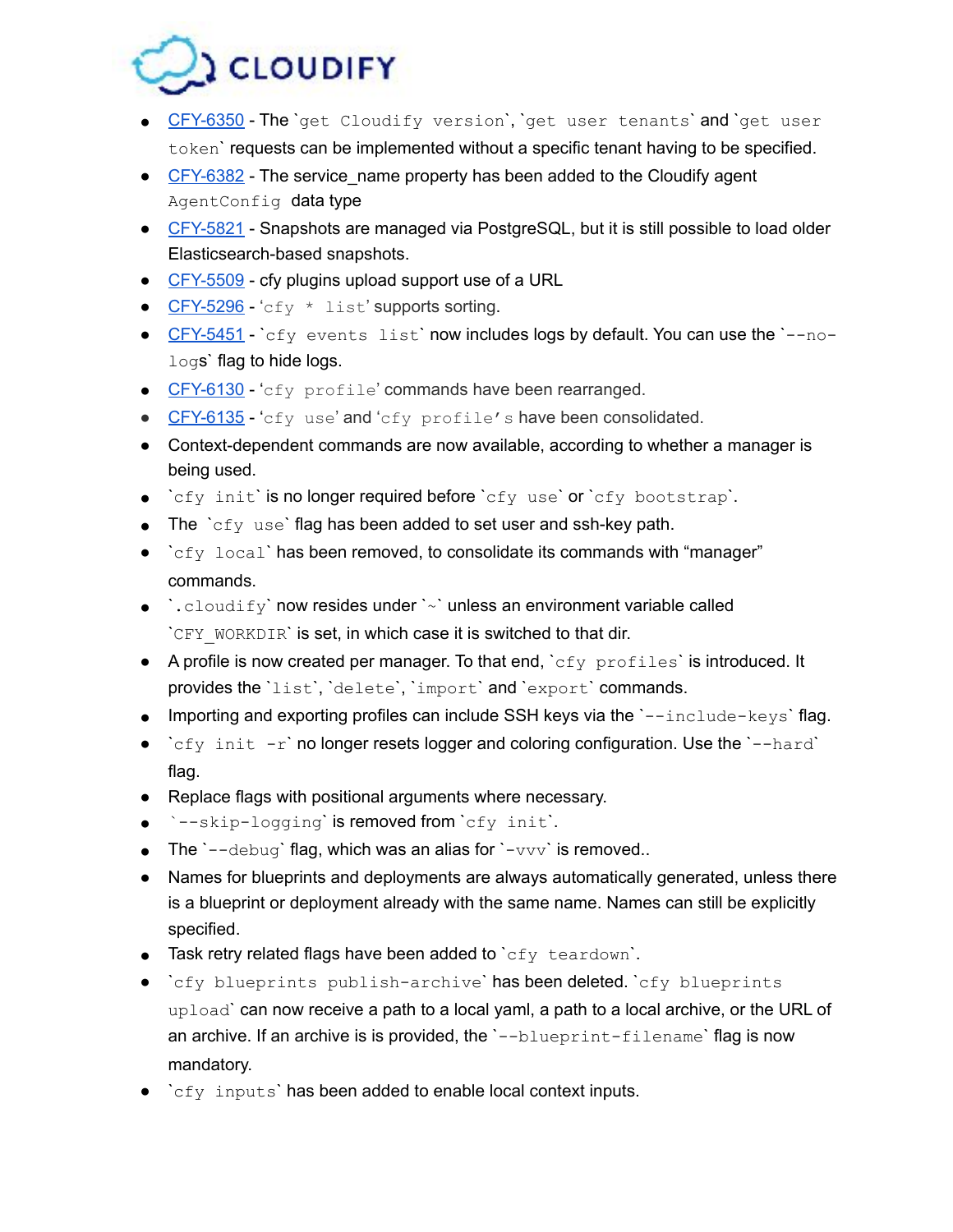- CFY-6350 - The `get Cloudify version`, `get user tenants` and `get user token` requests can be implemented without a specific tenant having to be specified.
- CFY-6382 - The service_name property has been added to the Cloudify agent `AgentConfig` data type
- CFY-5821 - Snapshots are managed via PostgreSQL, but it is still possible to load older Elasticsearch-based snapshots.
- CFY-5509 - cfy plugins upload support use of a URL
- CFY-5296 - '`cfy * list`' supports sorting.
- CFY-5451 - `cfy events list` now includes logs by default. You can use the `--no-logs` flag to hide logs.
- CFY-6130 - '`cfy profile`' commands have been rearranged.
- CFY-6135 - '`cfy use`' and '`cfy profile`'s have been consolidated.
- Context-dependent commands are now available, according to whether a manager is being used.
- `cfy init` is no longer required before `cfy use` or `cfy bootstrap`.
- The `cfy use` flag has been added to set user and ssh-key path.
- `cfy local` has been removed, to consolidate its commands with "manager" commands.
- `.cloudify` now resides under `~` unless an environment variable called `CFY_WORKDIR` is set, in which case it is switched to that dir.
- A profile is now created per manager. To that end, `cfy profiles` is introduced. It provides the `list`, `delete`, `import` and `export` commands.
- Importing and exporting profiles can include SSH keys via the `--include-keys` flag.
- `cfy init -r` no longer resets logger and coloring configuration. Use the `--hard` flag.
- Replace flags with positional arguments where necessary.
- `--skip-logging` is removed from `cfy init`.
- The `--debug` flag, which was an alias for `-vvv` is removed..
- Names for blueprints and deployments are always automatically generated, unless there is a blueprint or deployment already with the same name. Names can still be explicitly specified.
- Task retry related flags have been added to `cfy teardown`.
- `cfy blueprints publish-archive` has been deleted. `cfy blueprints upload` can now receive a path to a local yaml, a path to a local archive, or the URL of an archive. If an archive is is provided, the `--blueprint-filename` flag is now mandatory.
- `cfy inputs` has been added to enable local context inputs.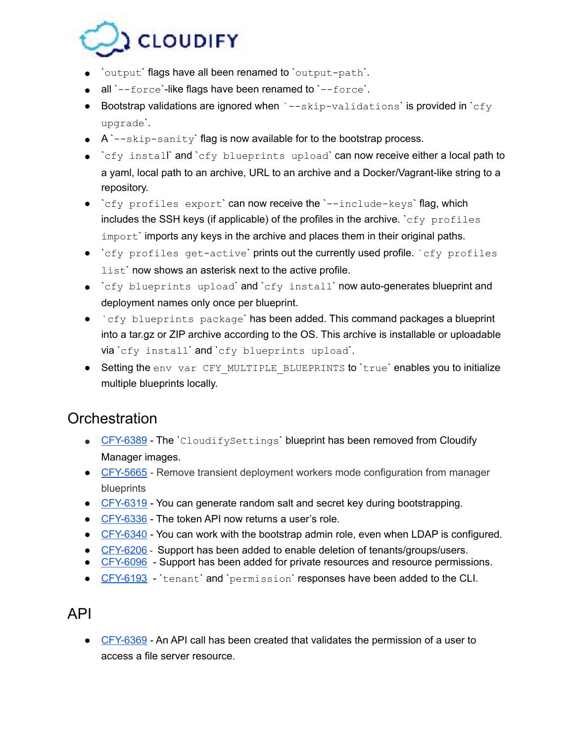- `output` flags have all been renamed to `output-path`.
- all `--force`-like flags have been renamed to `--force`.
- Bootstrap validations are ignored when `--skip-validations` is provided in `cfy upgrade`.
- A `--skip-sanity` flag is now available for to the bootstrap process.
- `cfy install` and `cfy blueprints upload` can now receive either a local path to a yaml, local path to an archive, URL to an archive and a Docker/Vagrant-like string to a repository.
- `cfy profiles export` can now receive the `--include-keys` flag, which includes the SSH keys (if applicable) of the profiles in the archive. `cfy profiles import` imports any keys in the archive and places them in their original paths.
- `cfy profiles get-active` prints out the currently used profile. `cfy profiles list` now shows an asterisk next to the active profile.
- `cfy blueprints upload` and `cfy install` now auto-generates blueprint and deployment names only once per blueprint.
- `cfy blueprints package` has been added. This command packages a blueprint into a tar.gz or ZIP archive according to the OS. This archive is installable or uploadable via `cfy install` and `cfy blueprints upload`.
- Setting the env var CFY_MULTIPLE_BLUEPRINTS to `true` enables you to initialize multiple blueprints locally.

## Orchestration

- CFY-6389 - The `CloudifySettings` blueprint has been removed from Cloudify Manager images.
- CFY-5665 - Remove transient deployment workers mode configuration from manager blueprints
- CFY-6319 - You can generate random salt and secret key during bootstrapping.
- CFY-6336 - The token API now returns a user's role.
- CFY-6340 - You can work with the bootstrap admin role, even when LDAP is configured.
- CFY-6206 - Support has been added to enable deletion of tenants/groups/users.
- CFY-6096 - Support has been added for private resources and resource permissions.
- CFY-6193 - `tenant` and `permission` responses have been added to the CLI.

## API

- CFY-6369 - An API call has been created that validates the permission of a user to access a file server resource.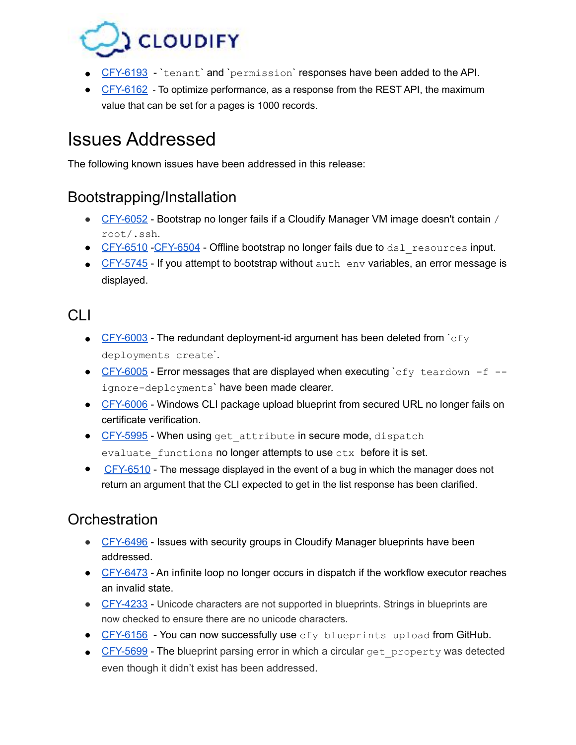- CFY-6193 - `tenant` and `permission` responses have been added to the API.
- CFY-6162 - To optimize performance, as a response from the REST API, the maximum value that can be set for a pages is 1000 records.

# Issues Addressed

The following known issues have been addressed in this release:

## Bootstrapping/Installation

- CFY-6052 - Bootstrap no longer fails if a Cloudify Manager VM image doesn't contain `/root/.ssh`.
- CFY-6510 -CFY-6504 - Offline bootstrap no longer fails due to `dsl_resources` input.
- CFY-5745 - If you attempt to bootstrap without `auth env` variables, an error message is displayed.

## CLI

- CFY-6003 - The redundant deployment-id argument has been deleted from `cfy deployments create`.
- CFY-6005 - Error messages that are displayed when executing `cfy teardown -f --ignore-deployments` have been made clearer.
- CFY-6006 - Windows CLI package upload blueprint from secured URL no longer fails on certificate verification.
- CFY-5995 - When using `get_attribute` in secure mode, `dispatch evaluate_functions` no longer attempts to use `ctx` before it is set.
- CFY-6510 - The message displayed in the event of a bug in which the manager does not return an argument that the CLI expected to get in the list response has been clarified.

## Orchestration

- CFY-6496 - Issues with security groups in Cloudify Manager blueprints have been addressed.
- CFY-6473 - An infinite loop no longer occurs in dispatch if the workflow executor reaches an invalid state.
- CFY-4233 - Unicode characters are not supported in blueprints. Strings in blueprints are now checked to ensure there are no unicode characters.
- CFY-6156 - You can now successfully use `cfy blueprints upload` from GitHub.
- CFY-5699 - The blueprint parsing error in which a circular `get_property` was detected even though it didn't exist has been addressed.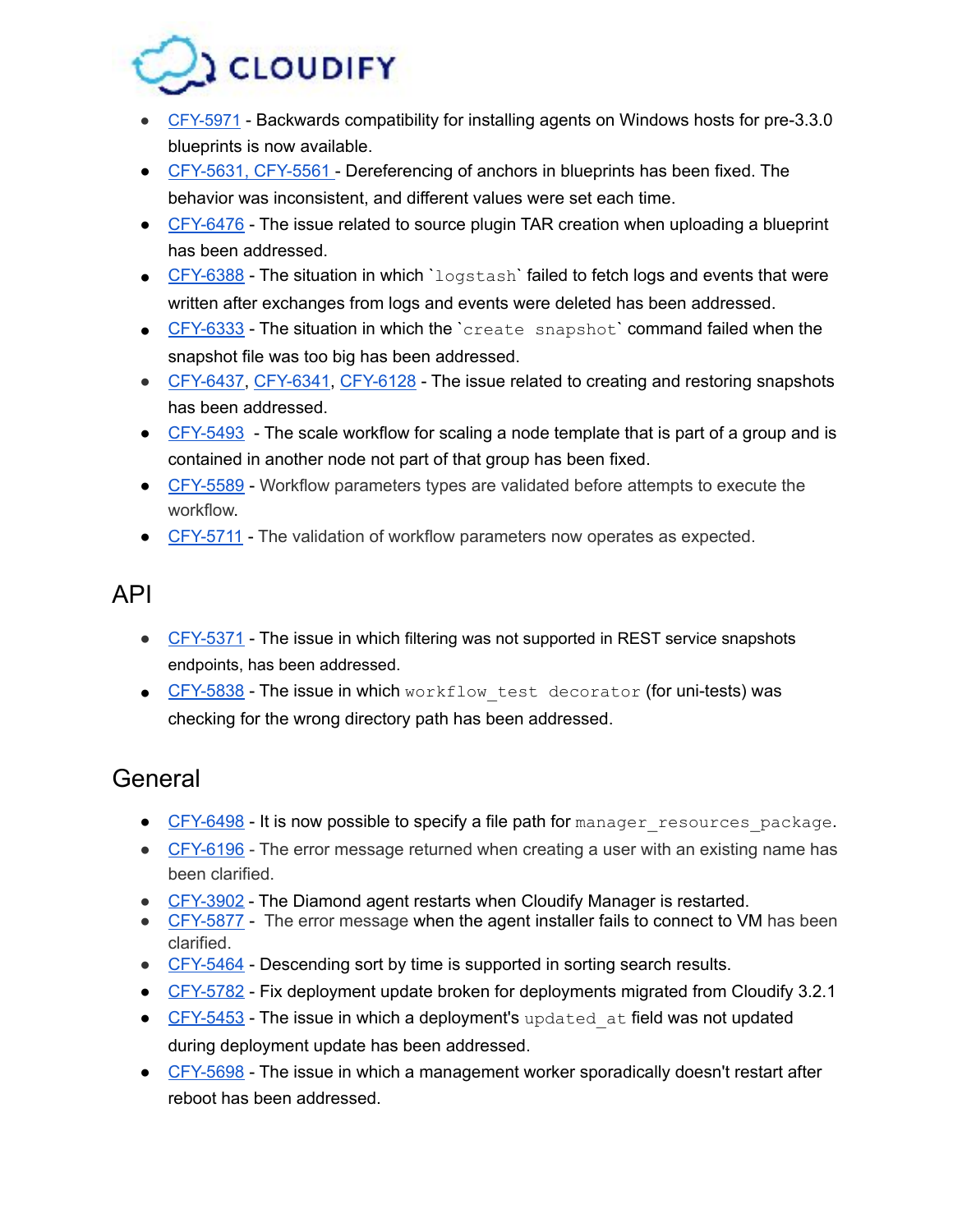- CFY-5971 - Backwards compatibility for installing agents on Windows hosts for pre-3.3.0 blueprints is now available.
- CFY-5631, CFY-5561 - Dereferencing of anchors in blueprints has been fixed. The behavior was inconsistent, and different values were set each time.
- CFY-6476 - The issue related to source plugin TAR creation when uploading a blueprint has been addressed.
- CFY-6388 - The situation in which `logstash` failed to fetch logs and events that were written after exchanges from logs and events were deleted has been addressed.
- CFY-6333 - The situation in which the `create snapshot` command failed when the snapshot file was too big has been addressed.
- CFY-6437, CFY-6341, CFY-6128 - The issue related to creating and restoring snapshots has been addressed.
- CFY-5493 - The scale workflow for scaling a node template that is part of a group and is contained in another node not part of that group has been fixed.
- CFY-5589 - Workflow parameters types are validated before attempts to execute the workflow.
- CFY-5711 - The validation of workflow parameters now operates as expected.

## API

- CFY-5371 - The issue in which filtering was not supported in REST service snapshots endpoints, has been addressed.
- CFY-5838 - The issue in which `workflow_test decorator` (for uni-tests) was checking for the wrong directory path has been addressed.

## General

- CFY-6498 - It is now possible to specify a file path for `manager_resources_package`.
- CFY-6196 - The error message returned when creating a user with an existing name has been clarified.
- CFY-3902 - The Diamond agent restarts when Cloudify Manager is restarted.
- CFY-5877 - The error message when the agent installer fails to connect to VM has been clarified.
- CFY-5464 - Descending sort by time is supported in sorting search results.
- CFY-5782 - Fix deployment update broken for deployments migrated from Cloudify 3.2.1
- CFY-5453 - The issue in which a deployment's `updated_at` field was not updated during deployment update has been addressed.
- CFY-5698 - The issue in which a management worker sporadically doesn't restart after reboot has been addressed.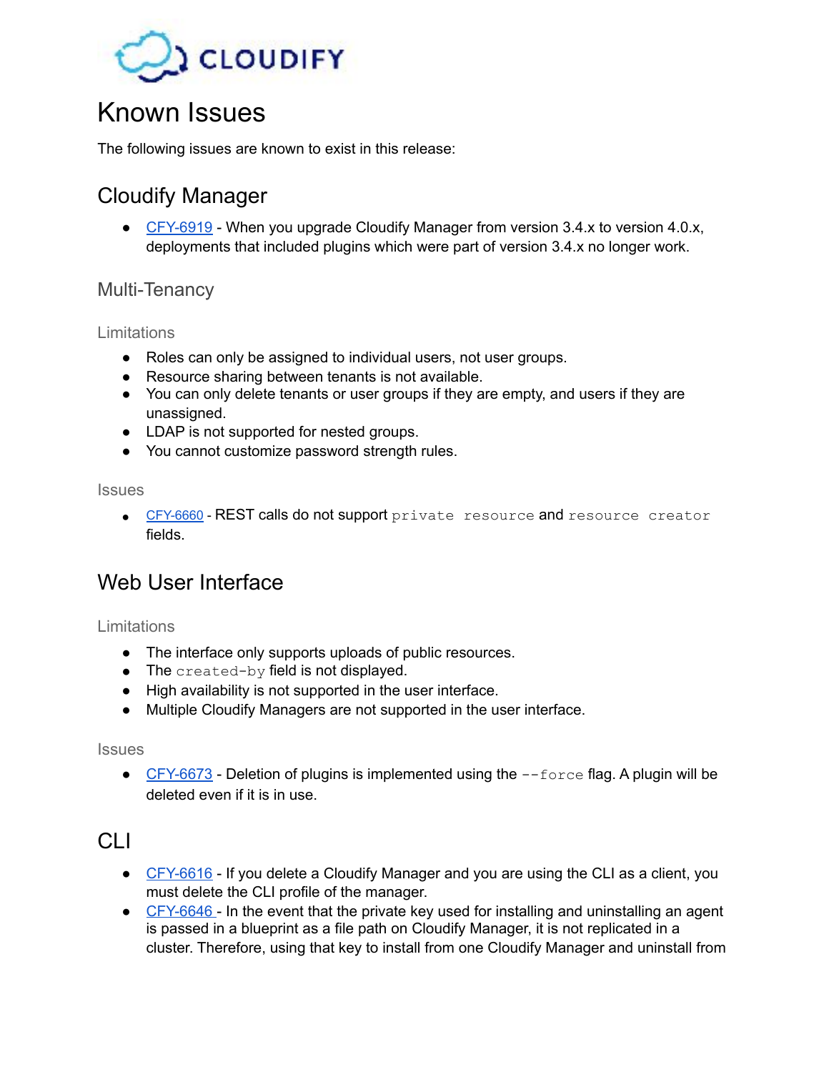# Known Issues

The following issues are known to exist in this release:

## Cloudify Manager

- CFY-6919 - When you upgrade Cloudify Manager from version 3.4.x to version 4.0.x, deployments that included plugins which were part of version 3.4.x no longer work.

### Multi-Tenancy

#### Limitations

- Roles can only be assigned to individual users, not user groups.
- Resource sharing between tenants is not available.
- You can only delete tenants or user groups if they are empty, and users if they are unassigned.
- LDAP is not supported for nested groups.
- You cannot customize password strength rules.

#### Issues

- CFY-6660 - REST calls do not support `private resource` and `resource creator` fields.

## Web User Interface

#### Limitations

- The interface only supports uploads of public resources.
- The `created-by` field is not displayed.
- High availability is not supported in the user interface.
- Multiple Cloudify Managers are not supported in the user interface.

#### Issues

- CFY-6673 - Deletion of plugins is implemented using the `--force` flag. A plugin will be deleted even if it is in use.

## CLI

- CFY-6616 - If you delete a Cloudify Manager and you are using the CLI as a client, you must delete the CLI profile of the manager.
- CFY-6646 - In the event that the private key used for installing and uninstalling an agent is passed in a blueprint as a file path on Cloudify Manager, it is not replicated in a cluster. Therefore, using that key to install from one Cloudify Manager and uninstall from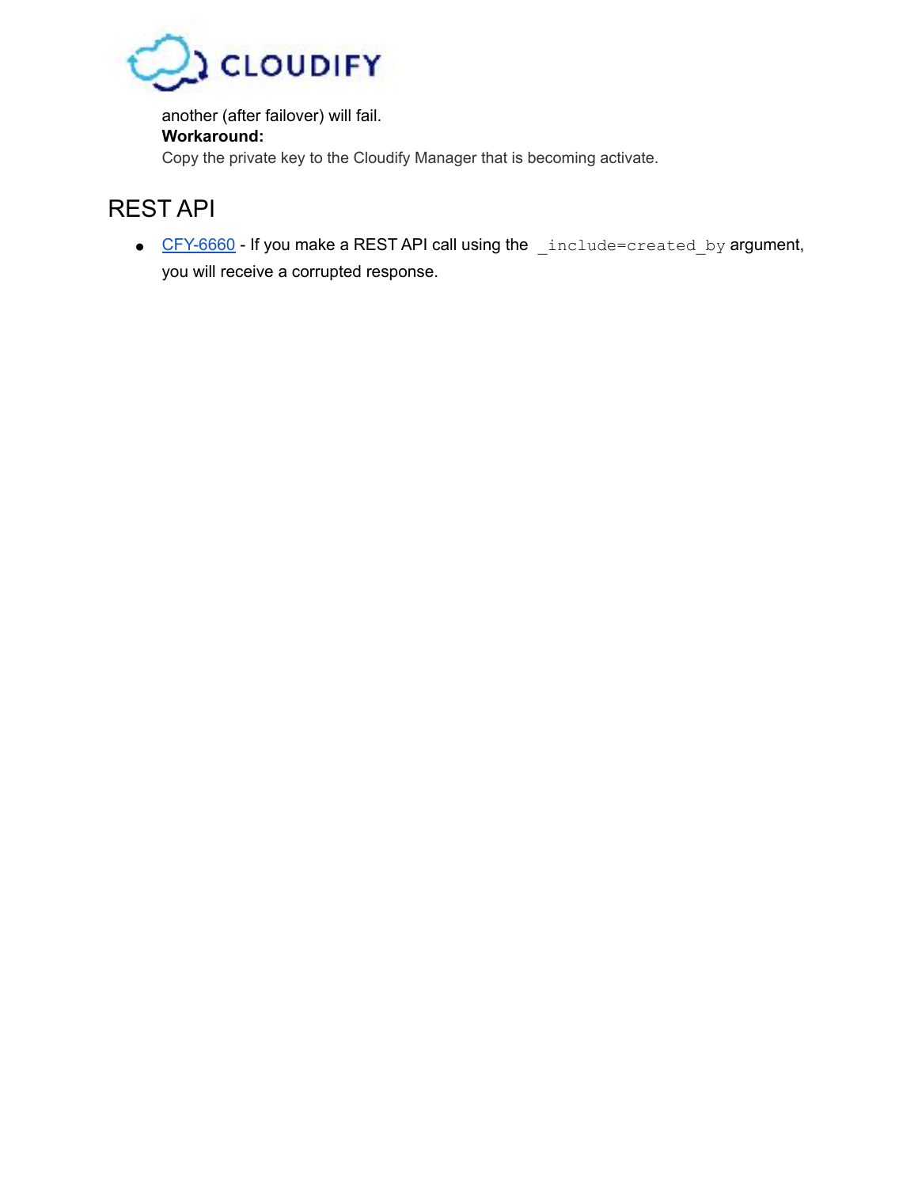another (after failover) will fail.
**Workaround:**
Copy the private key to the Cloudify Manager that is becoming activate.

## REST API

- CFY-6660 - If you make a REST API call using the `_include=created_by` argument, you will receive a corrupted response.